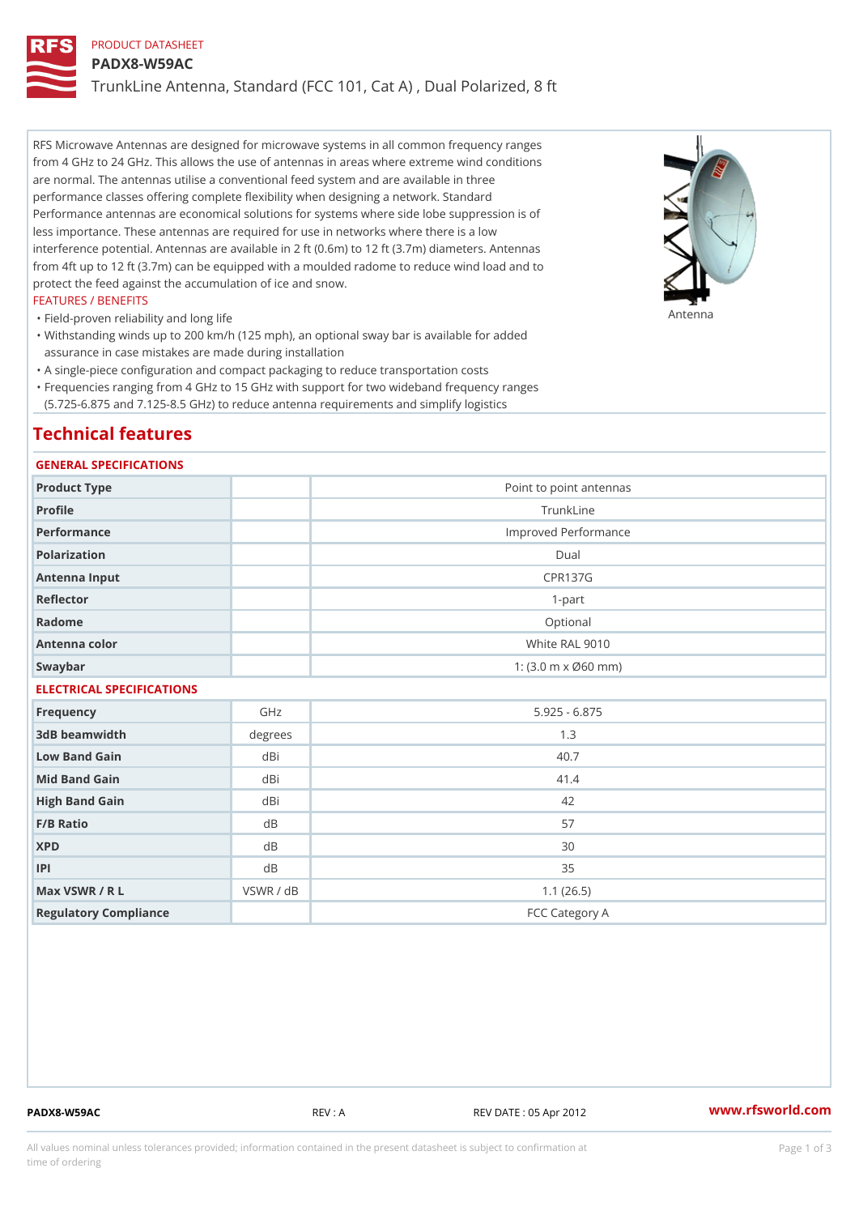PRODUCT DATASHEET

# PADX8-W59AC

## TrunkLine Antenna, Standard (FCC 101, Cat A) , Dual Polarized, 8 ft

RFS Microwave Antennas are designed for microwave systems in all common frequency ranges from 4 GHz to 24 GHz. This allows the use of antennas in areas where extreme wind conditions are normal. The antennas utilise a conventional feed system and are available in three performance classes offering complete flexibility when designing a network. Standard Performance antennas are economical solutions for systems where side lobe suppression is of less importance. These antennas are required for use in networks where there is a low interference potential. Antennas are available in 2 ft (0.6m) to 12 ft (3.7m) diameters. Antennas from 4ft up to 12 ft (3.7m) can be equipped with a moulded radome to reduce wind load and to protect the feed against the accumulation of ice and snow.

Antenna

FEATURES / BENEFITS

- Field-proven reliability and long life
- Withstanding winds up to 200 km/h (125 mph), an optional sway bar is available for added assurance in case mistakes are made during installation
- A single-piece configuration and compact packaging to reduce transportation costs
- Frequencies ranging from 4 GHz to 15 GHz with support for two wideband frequency ranges (5.725-6.875 and 7.125-8.5 GHz) to reduce antenna requirements and simplify logistics

# Technical features

### GENERAL SPECIFICATIONS

| | | |
|---|---|---|
| Product Type | | Point to point antennas |
| Profile | | TrunkLine |
| Performance | | Improved Performance |
| Polarization | | Dual |
| Antenna Input | | CPR137G |
| Reflector | | 1-part |
| Radome | | Optional |
| Antenna color | | White RAL 9010 |
| Swaybar | | 1: (3.0 m x Ø60 mm) |

### ELECTRICAL SPECIFICATIONS

| | | |
|---|---|---|
| Frequency | GHz | 5.925 - 6.875 |
| 3dB beamwidth | degrees | 1.3 |
| Low Band Gain | dBi | 40.7 |
| Mid Band Gain | dBi | 41.4 |
| High Band Gain | dBi | 42 |
| F/B Ratio | dB | 57 |
| XPD | dB | 30 |
| IPI | dB | 35 |
| Max VSWR / R L | VSWR / dB | 1.1 (26.5) |
| Regulatory Compliance | | FCC Category A |

PADX8-W59AC REV : A REV DATE : 05 Apr 2012 www.rfsworld.com

All values nominal unless tolerances provided; information contained in the present datasheet is subject to confirmation at time of ordering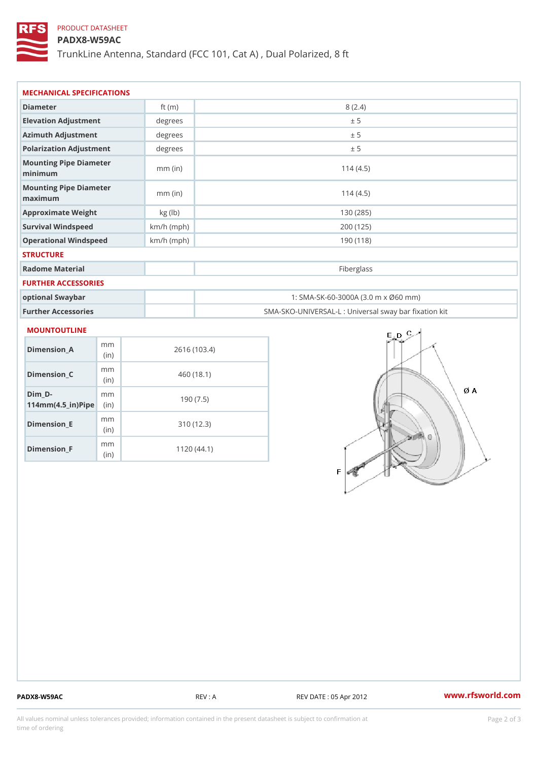PRODUCT DATASHEET

# PADX8-W59AC

TrunkLine Antenna, Standard (FCC 101, Cat A) , Dual Polarized, 8 ft

## MECHANICAL SPECIFICATIONS

| | | |
|---|---|---|
| Diameter | ft (m) | 8 (2.4) |
| Elevation Adjustment | degrees | ± 5 |
| Azimuth Adjustment | degrees | ± 5 |
| Polarization Adjustment | degrees | ± 5 |
| Mounting Pipe Diameter minimum | mm (in) | 114 (4.5) |
| Mounting Pipe Diameter maximum | mm (in) | 114 (4.5) |
| Approximate Weight | kg (lb) | 130 (285) |
| Survival Windspeed | km/h (mph) | 200 (125) |
| Operational Windspeed | km/h (mph) | 190 (118) |

## STRUCTURE

| | | |
|---|---|---|
| Radome Material | | Fiberglass |

## FURTHER ACCESSORIES

| | | |
|---|---|---|
| optional Swaybar | | 1: SMA-SK-60-3000A (3.0 m x Ø60 mm) |
| Further Accessories | | SMA-SKO-UNIVERSAL-L : Universal sway bar fixation kit |

## MOUNTOUTLINE

| | | |
|---|---|---|
| Dimension_A | mm (in) | 2616 (103.4) |
| Dimension_C | mm (in) | 460 (18.1) |
| Dim_D-114mm(4.5_in)Pipe | mm (in) | 190 (7.5) |
| Dimension_E | mm (in) | 310 (12.3) |
| Dimension_F | mm (in) | 1120 (44.1) |

PADX8-W59AC REV : A REV DATE : 05 Apr 2012 www.rfsworld.com

All values nominal unless tolerances provided; information contained in the present datasheet is subject to confirmation at time of ordering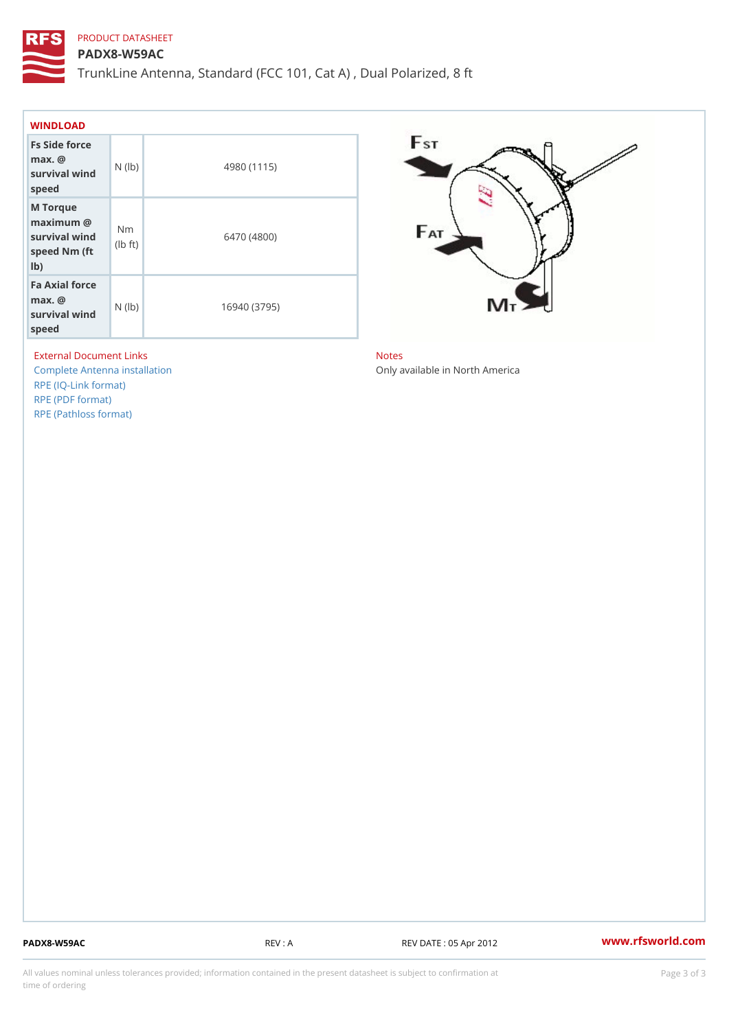PRODUCT DATASHEET

# PADX8-W59AC

TrunkLine Antenna, Standard (FCC 101, Cat A) , Dual Polarized, 8 ft

## WINDLOAD

| | | |
|---|---|---|
| Fs Side force max. @ survival wind speed | N (lb) | 4980 (1115) |
| M Torque maximum @ survival wind speed Nm (ft lb) | Nm (lb ft) | 6470 (4800) |
| Fa Axial force max. @ survival wind speed | N (lb) | 16940 (3795) |

FST

FAT

MT

### External Document Links

Complete Antenna installation

RPE (IQ-Link format)

RPE (PDF format)

RPE (Pathloss format)

### Notes

Only available in North America

PADX8-W59AC REV : A REV DATE : 05 Apr 2012 www.rfsworld.com

All values nominal unless tolerances provided; information contained in the present datasheet is subject to confirmation at time of ordering